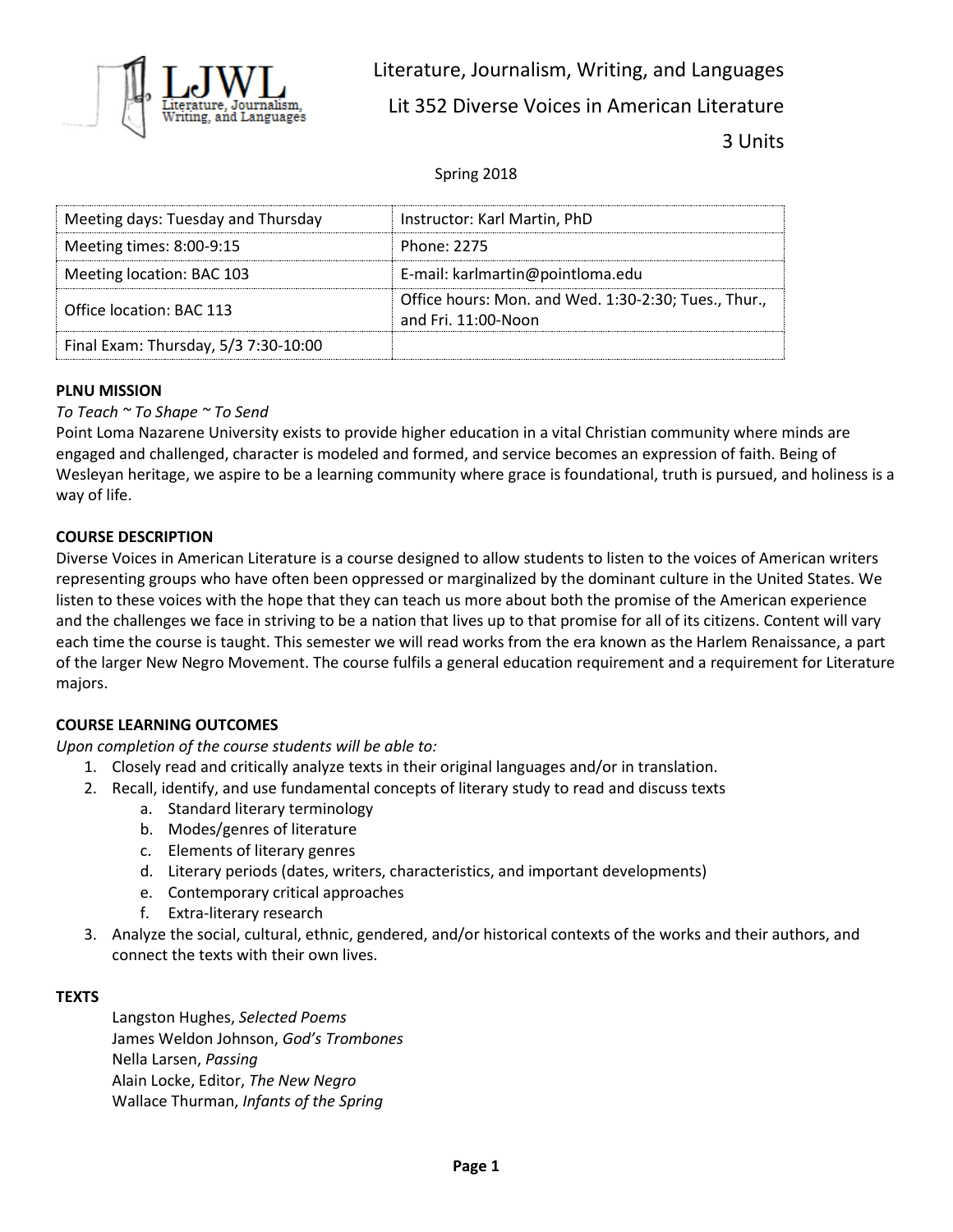Literature, Journalism, Writing, and Languages

Lit 352 Diverse Voices in American Literature

3 Units

Spring 2018

| | |
|---|---|
| Meeting days: Tuesday and Thursday | Instructor: Karl Martin, PhD |
| Meeting times: 8:00-9:15 | Phone: 2275 |
| Meeting location: BAC 103 | E-mail: karlmartin@pointloma.edu |
| Office location: BAC 113 | Office hours: Mon. and Wed. 1:30-2:30; Tues., Thur., and Fri. 11:00-Noon |
| Final Exam: Thursday, 5/3 7:30-10:00 | |

**PLNU MISSION**

*To Teach ~ To Shape ~ To Send*

Point Loma Nazarene University exists to provide higher education in a vital Christian community where minds are engaged and challenged, character is modeled and formed, and service becomes an expression of faith. Being of Wesleyan heritage, we aspire to be a learning community where grace is foundational, truth is pursued, and holiness is a way of life.

**COURSE DESCRIPTION**

Diverse Voices in American Literature is a course designed to allow students to listen to the voices of American writers representing groups who have often been oppressed or marginalized by the dominant culture in the United States. We listen to these voices with the hope that they can teach us more about both the promise of the American experience and the challenges we face in striving to be a nation that lives up to that promise for all of its citizens. Content will vary each time the course is taught. This semester we will read works from the era known as the Harlem Renaissance, a part of the larger New Negro Movement. The course fulfils a general education requirement and a requirement for Literature majors.

**COURSE LEARNING OUTCOMES**

*Upon completion of the course students will be able to:*

1. Closely read and critically analyze texts in their original languages and/or in translation.
2. Recall, identify, and use fundamental concepts of literary study to read and discuss texts
    a. Standard literary terminology
    b. Modes/genres of literature
    c. Elements of literary genres
    d. Literary periods (dates, writers, characteristics, and important developments)
    e. Contemporary critical approaches
    f. Extra-literary research
3. Analyze the social, cultural, ethnic, gendered, and/or historical contexts of the works and their authors, and connect the texts with their own lives.

**TEXTS**

Langston Hughes, *Selected Poems*
James Weldon Johnson, *God's Trombones*
Nella Larsen, *Passing*
Alain Locke, Editor, *The New Negro*
Wallace Thurman, *Infants of the Spring*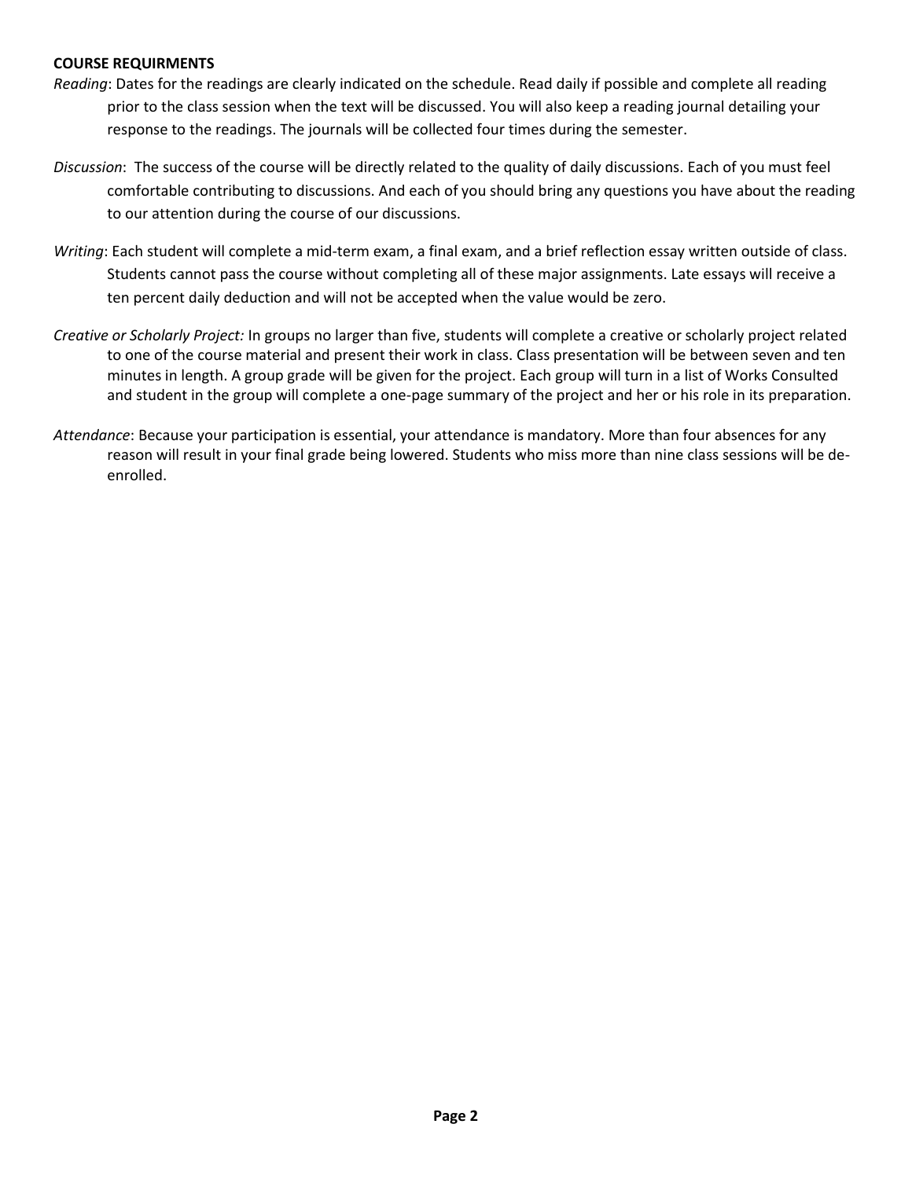**COURSE REQUIRMENTS**

*Reading*: Dates for the readings are clearly indicated on the schedule. Read daily if possible and complete all reading prior to the class session when the text will be discussed. You will also keep a reading journal detailing your response to the readings. The journals will be collected four times during the semester.

*Discussion*: The success of the course will be directly related to the quality of daily discussions. Each of you must feel comfortable contributing to discussions. And each of you should bring any questions you have about the reading to our attention during the course of our discussions.

*Writing*: Each student will complete a mid-term exam, a final exam, and a brief reflection essay written outside of class. Students cannot pass the course without completing all of these major assignments. Late essays will receive a ten percent daily deduction and will not be accepted when the value would be zero.

*Creative or Scholarly Project:* In groups no larger than five, students will complete a creative or scholarly project related to one of the course material and present their work in class. Class presentation will be between seven and ten minutes in length. A group grade will be given for the project. Each group will turn in a list of Works Consulted and student in the group will complete a one-page summary of the project and her or his role in its preparation.

*Attendance*: Because your participation is essential, your attendance is mandatory. More than four absences for any reason will result in your final grade being lowered. Students who miss more than nine class sessions will be de-enrolled.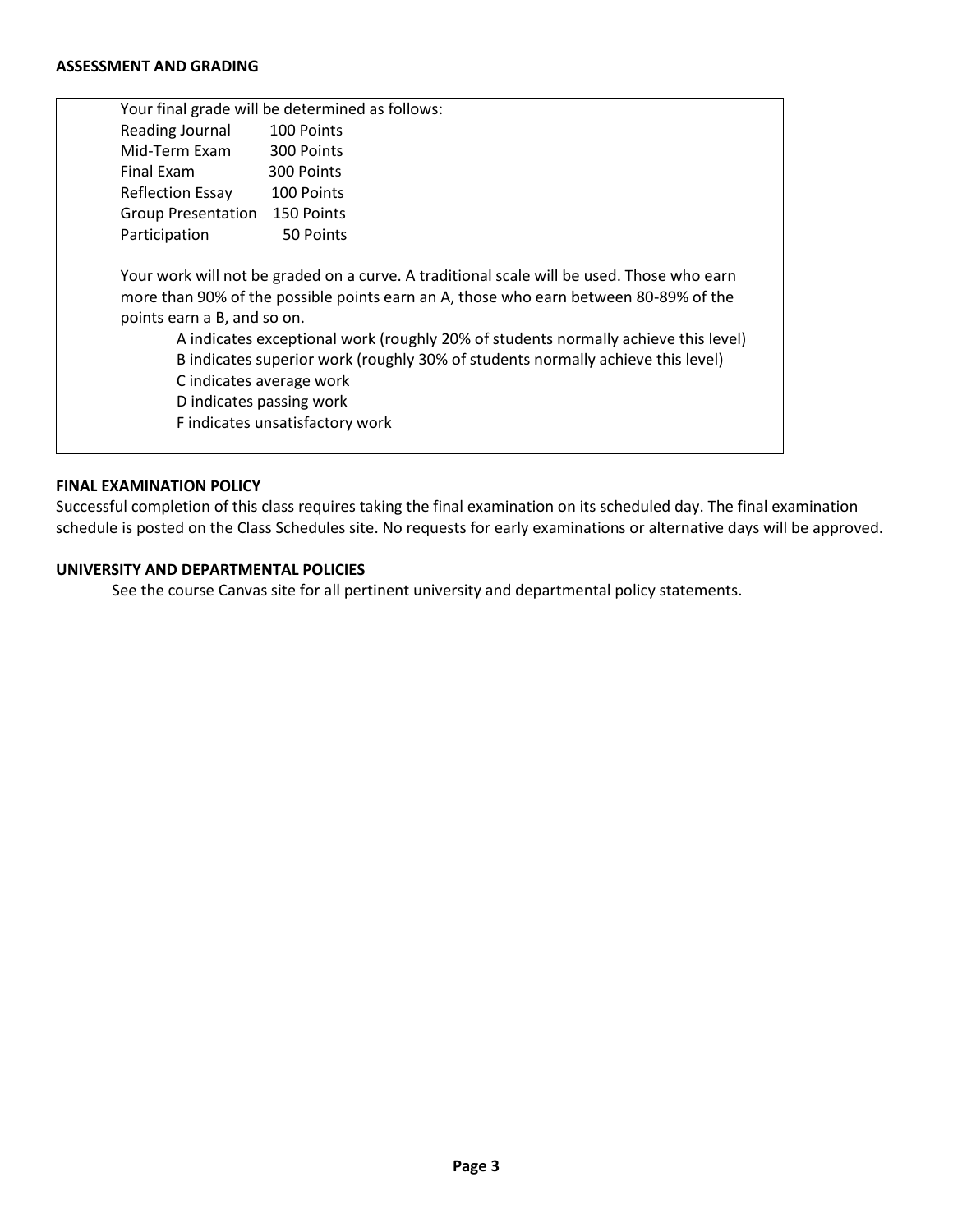**ASSESSMENT AND GRADING**

Your final grade will be determined as follows:

| | |
|---|---|
| Reading Journal | 100 Points |
| Mid-Term Exam | 300 Points |
| Final Exam | 300 Points |
| Reflection Essay | 100 Points |
| Group Presentation | 150 Points |
| Participation | 50 Points |

Your work will not be graded on a curve. A traditional scale will be used. Those who earn more than 90% of the possible points earn an A, those who earn between 80-89% of the points earn a B, and so on.

- A indicates exceptional work (roughly 20% of students normally achieve this level)
- B indicates superior work (roughly 30% of students normally achieve this level)
- C indicates average work
- D indicates passing work
- F indicates unsatisfactory work

**FINAL EXAMINATION POLICY**

Successful completion of this class requires taking the final examination on its scheduled day. The final examination schedule is posted on the Class Schedules site. No requests for early examinations or alternative days will be approved.

**UNIVERSITY AND DEPARTMENTAL POLICIES**

See the course Canvas site for all pertinent university and departmental policy statements.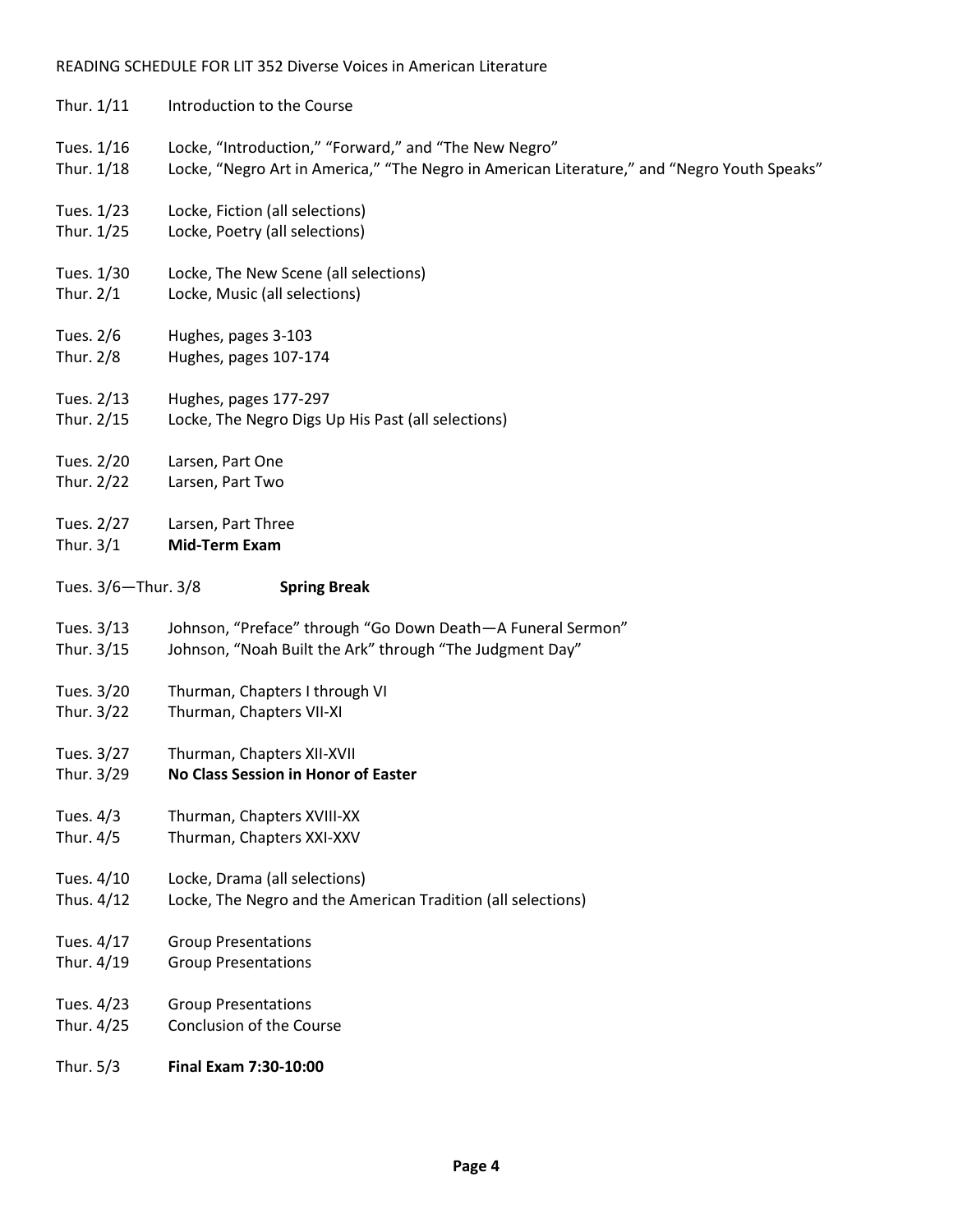READING SCHEDULE FOR LIT 352 Diverse Voices in American Literature

| | |
|---|---|
| Thur. 1/11 | Introduction to the Course |
| Tues. 1/16 | Locke, "Introduction," "Forward," and "The New Negro" |
| Thur. 1/18 | Locke, "Negro Art in America," "The Negro in American Literature," and "Negro Youth Speaks" |
| Tues. 1/23 | Locke, Fiction (all selections) |
| Thur. 1/25 | Locke, Poetry (all selections) |
| Tues. 1/30 | Locke, The New Scene (all selections) |
| Thur. 2/1 | Locke, Music (all selections) |
| Tues. 2/6 | Hughes, pages 3-103 |
| Thur. 2/8 | Hughes, pages 107-174 |
| Tues. 2/13 | Hughes, pages 177-297 |
| Thur. 2/15 | Locke, The Negro Digs Up His Past (all selections) |
| Tues. 2/20 | Larsen, Part One |
| Thur. 2/22 | Larsen, Part Two |
| Tues. 2/27 | Larsen, Part Three |
| Thur. 3/1 | **Mid-Term Exam** |
| Tues. 3/6—Thur. 3/8 | **Spring Break** |
| Tues. 3/13 | Johnson, "Preface" through "Go Down Death—A Funeral Sermon" |
| Thur. 3/15 | Johnson, "Noah Built the Ark" through "The Judgment Day" |
| Tues. 3/20 | Thurman, Chapters I through VI |
| Thur. 3/22 | Thurman, Chapters VII-XI |
| Tues. 3/27 | Thurman, Chapters XII-XVII |
| Thur. 3/29 | **No Class Session in Honor of Easter** |
| Tues. 4/3 | Thurman, Chapters XVIII-XX |
| Thur. 4/5 | Thurman, Chapters XXI-XXV |
| Tues. 4/10 | Locke, Drama (all selections) |
| Thus. 4/12 | Locke, The Negro and the American Tradition (all selections) |
| Tues. 4/17 | Group Presentations |
| Thur. 4/19 | Group Presentations |
| Tues. 4/23 | Group Presentations |
| Thur. 4/25 | Conclusion of the Course |
| Thur. 5/3 | **Final Exam 7:30-10:00** |